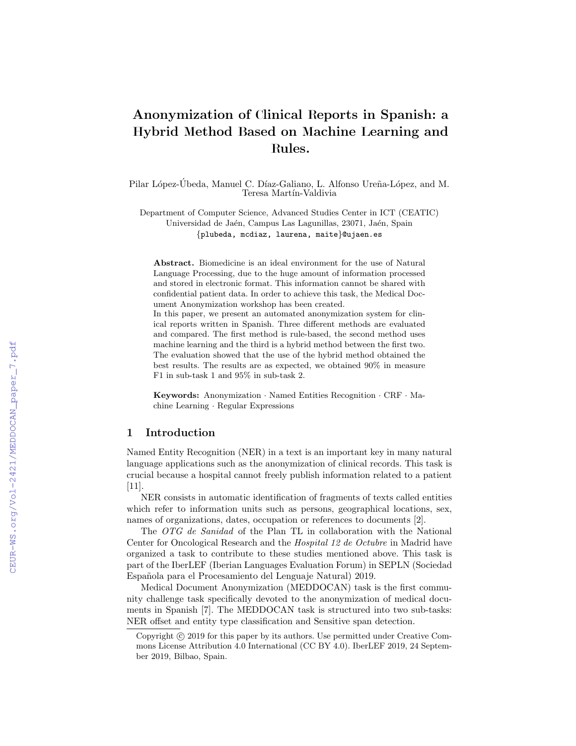# Anonymization of Clinical Reports in Spanish: a Hybrid Method Based on Machine Learning and Rules.

Pilar López-Úbeda, Manuel C. Díaz-Galiano, L. Alfonso Ureña-López, and M. Teresa Martín-Valdivia

Department of Computer Science, Advanced Studies Center in ICT (CEATIC)
Universidad de Jaén, Campus Las Lagunillas, 23071, Jaén, Spain
{plubeda, mcdiaz, laurena, maite}@ujaen.es

**Abstract.** Biomedicine is an ideal environment for the use of Natural Language Processing, due to the huge amount of information processed and stored in electronic format. This information cannot be shared with confidential patient data. In order to achieve this task, the Medical Document Anonymization workshop has been created.
In this paper, we present an automated anonymization system for clinical reports written in Spanish. Three different methods are evaluated and compared. The first method is rule-based, the second method uses machine learning and the third is a hybrid method between the first two. The evaluation showed that the use of the hybrid method obtained the best results. The results are as expected, we obtained 90% in measure F1 in sub-task 1 and 95% in sub-task 2.

**Keywords:** Anonymization · Named Entities Recognition · CRF · Machine Learning · Regular Expressions

## 1 Introduction

Named Entity Recognition (NER) in a text is an important key in many natural language applications such as the anonymization of clinical records. This task is crucial because a hospital cannot freely publish information related to a patient [11].

NER consists in automatic identification of fragments of texts called entities which refer to information units such as persons, geographical locations, sex, names of organizations, dates, occupation or references to documents [2].

The *OTG de Sanidad* of the Plan TL in collaboration with the National Center for Oncological Research and the *Hospital 12 de Octubre* in Madrid have organized a task to contribute to these studies mentioned above. This task is part of the IberLEF (Iberian Languages Evaluation Forum) in SEPLN (Sociedad Española para el Procesamiento del Lenguaje Natural) 2019.

Medical Document Anonymization (MEDDOCAN) task is the first community challenge task specifically devoted to the anonymization of medical documents in Spanish [7]. The MEDDOCAN task is structured into two sub-tasks: NER offset and entity type classification and Sensitive span detection.

Copyright © 2019 for this paper by its authors. Use permitted under Creative Commons License Attribution 4.0 International (CC BY 4.0). IberLEF 2019, 24 September 2019, Bilbao, Spain.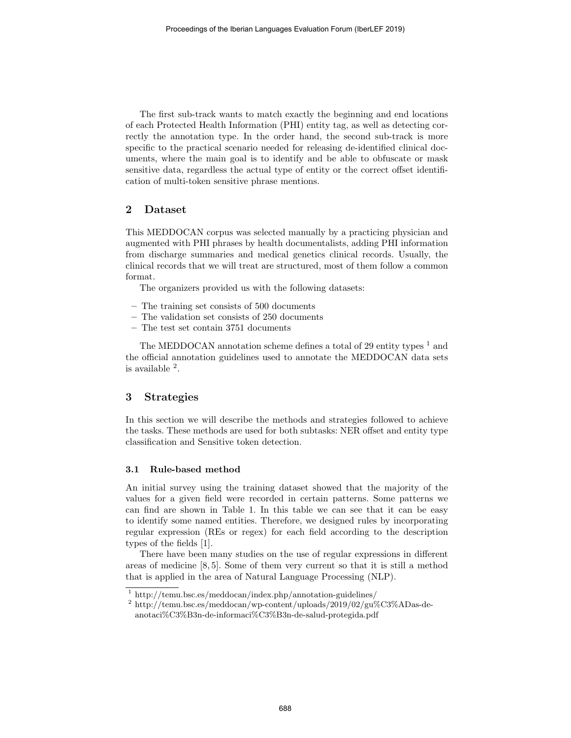The first sub-track wants to match exactly the beginning and end locations of each Protected Health Information (PHI) entity tag, as well as detecting correctly the annotation type. In the order hand, the second sub-track is more specific to the practical scenario needed for releasing de-identified clinical documents, where the main goal is to identify and be able to obfuscate or mask sensitive data, regardless the actual type of entity or the correct offset identification of multi-token sensitive phrase mentions.

## 2 Dataset

This MEDDOCAN corpus was selected manually by a practicing physician and augmented with PHI phrases by health documentalists, adding PHI information from discharge summaries and medical genetics clinical records. Usually, the clinical records that we will treat are structured, most of them follow a common format.

The organizers provided us with the following datasets:

- The training set consists of 500 documents
- The validation set consists of 250 documents
- The test set contain 3751 documents

The MEDDOCAN annotation scheme defines a total of 29 entity types [1] and the official annotation guidelines used to annotate the MEDDOCAN data sets is available [2].

## 3 Strategies

In this section we will describe the methods and strategies followed to achieve the tasks. These methods are used for both subtasks: NER offset and entity type classification and Sensitive token detection.

### 3.1 Rule-based method

An initial survey using the training dataset showed that the majority of the values for a given field were recorded in certain patterns. Some patterns we can find are shown in Table 1. In this table we can see that it can be easy to identify some named entities. Therefore, we designed rules by incorporating regular expression (REs or regex) for each field according to the description types of the fields [1].

There have been many studies on the use of regular expressions in different areas of medicine [8, 5]. Some of them very current so that it is still a method that is applied in the area of Natural Language Processing (NLP).

[1] http://temu.bsc.es/meddocan/index.php/annotation-guidelines/

[2] http://temu.bsc.es/meddocan/wp-content/uploads/2019/02/gu%C3%ADas-de-anotaci%C3%B3n-de-informaci%C3%B3n-de-salud-protegida.pdf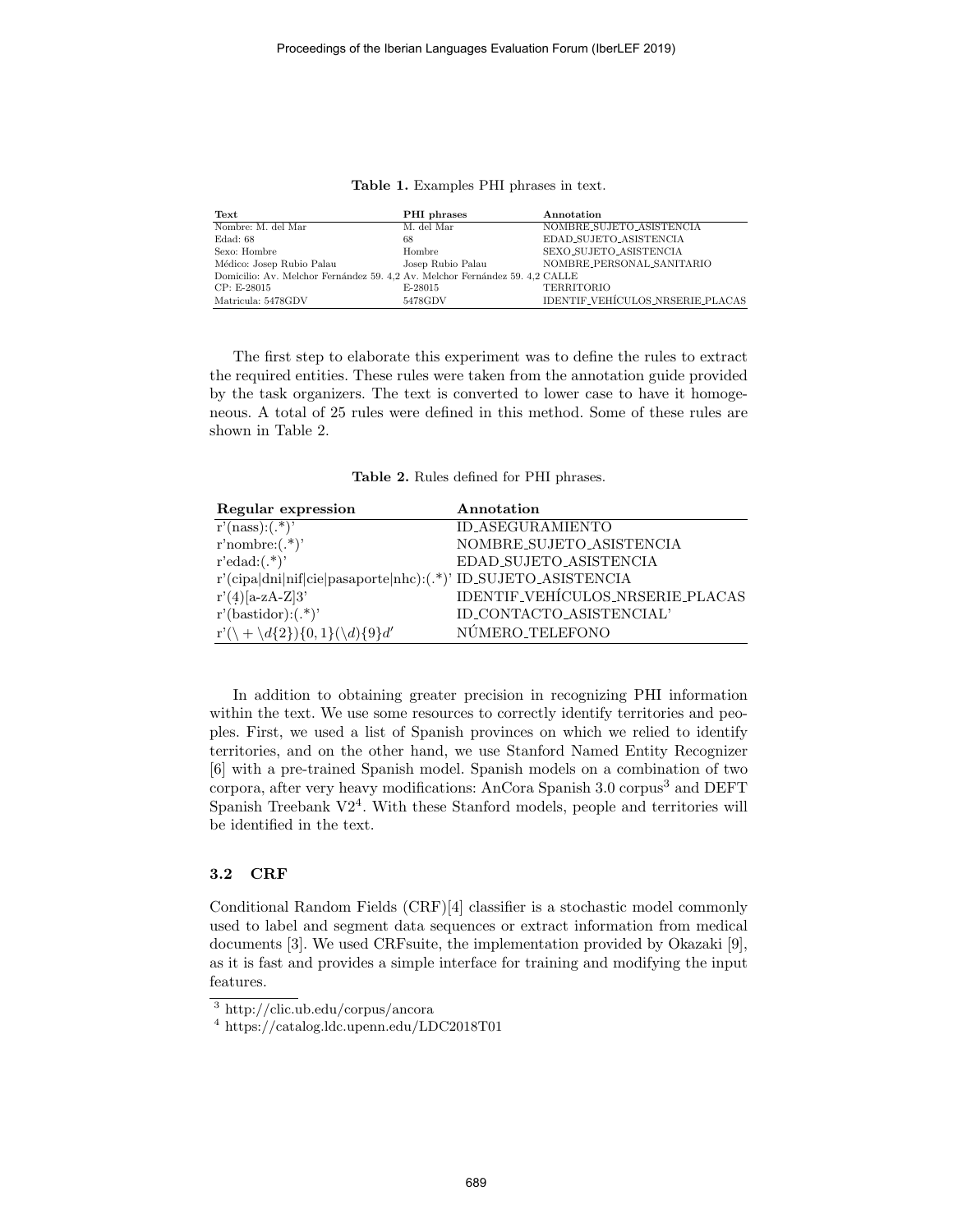**Table 1.** Examples PHI phrases in text.

| Text | PHI phrases | Annotation |
|---|---|---|
| Nombre: M. del Mar | M. del Mar | NOMBRE_SUJETO_ASISTENCIA |
| Edad: 68 | 68 | EDAD_SUJETO_ASISTENCIA |
| Sexo: Hombre | Hombre | SEXO_SUJETO_ASISTENCIA |
| Médico: Josep Rubio Palau | Josep Rubio Palau | NOMBRE_PERSONAL_SANITARIO |
| Domicilio: Av. Melchor Fernández 59. 4,2 | Av. Melchor Fernández 59. 4,2 | CALLE |
| CP: E-28015 | E-28015 | TERRITORIO |
| Matricula: 5478GDV | 5478GDV | IDENTIF_VEHÍCULOS_NRSERIE_PLACAS |

The first step to elaborate this experiment was to define the rules to extract the required entities. These rules were taken from the annotation guide provided by the task organizers. The text is converted to lower case to have it homogeneous. A total of 25 rules were defined in this method. Some of these rules are shown in Table 2.

**Table 2.** Rules defined for PHI phrases.

| Regular expression | Annotation |
|---|---|
| r'(nass):(.*)' | ID_ASEGURAMIENTO |
| r'nombre:(.*)' | NOMBRE_SUJETO_ASISTENCIA |
| r'edad:(.*)' | EDAD_SUJETO_ASISTENCIA |
| r'(cipa\|dni\|nif\|cie\|pasaporte\|nhc):(.*)' | ID_SUJETO_ASISTENCIA |
| r'(4)[a-zA-Z]3' | IDENTIF_VEHÍCULOS_NRSERIE_PLACAS |
| r'(bastidor):(.*)' | ID_CONTACTO_ASISTENCIAL' |
| r'(\+\d{2}){0,1}(\d){9}d' | NÚMERO_TELEFONO |

In addition to obtaining greater precision in recognizing PHI information within the text. We use some resources to correctly identify territories and peoples. First, we used a list of Spanish provinces on which we relied to identify territories, and on the other hand, we use Stanford Named Entity Recognizer [6] with a pre-trained Spanish model. Spanish models on a combination of two corpora, after very heavy modifications: AnCora Spanish 3.0 corpus[3] and DEFT Spanish Treebank V2[4]. With these Stanford models, people and territories will be identified in the text.

### 3.2 CRF

Conditional Random Fields (CRF)[4] classifier is a stochastic model commonly used to label and segment data sequences or extract information from medical documents [3]. We used CRFsuite, the implementation provided by Okazaki [9], as it is fast and provides a simple interface for training and modifying the input features.

[3] http://clic.ub.edu/corpus/ancora

[4] https://catalog.ldc.upenn.edu/LDC2018T01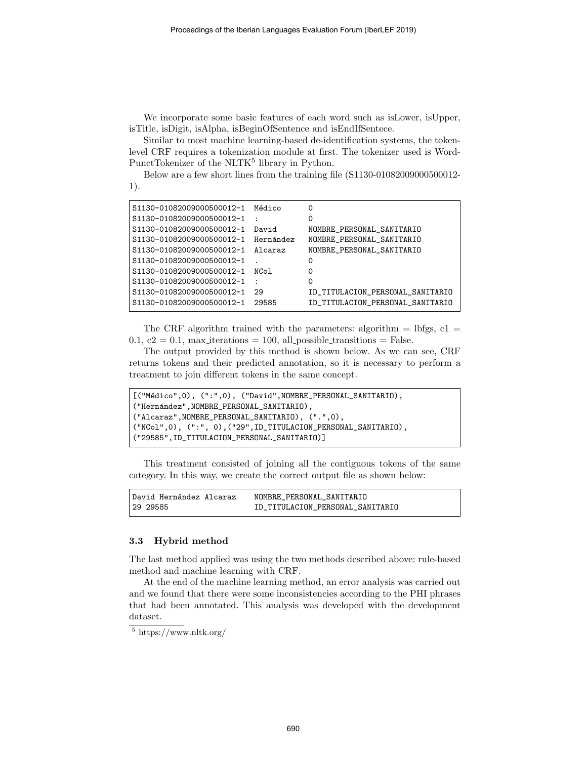We incorporate some basic features of each word such as isLower, isUpper, isTitle, isDigit, isAlpha, isBeginOfSentence and isEndIfSentece.

Similar to most machine learning-based de-identification systems, the token-level CRF requires a tokenization module at first. The tokenizer used is WordPunctTokenizer of the NLTK[5] library in Python.

Below are a few short lines from the training file (S1130-01082009000500012-1).

```
S1130-01082009000500012-1  Médico     O
S1130-01082009000500012-1  :          O
S1130-01082009000500012-1  David      NOMBRE_PERSONAL_SANITARIO
S1130-01082009000500012-1  Hernández  NOMBRE_PERSONAL_SANITARIO
S1130-01082009000500012-1  Alcaraz    NOMBRE_PERSONAL_SANITARIO
S1130-01082009000500012-1  .          O
S1130-01082009000500012-1  NCol       O
S1130-01082009000500012-1  :          O
S1130-01082009000500012-1  29         ID_TITULACION_PERSONAL_SANITARIO
S1130-01082009000500012-1  29585      ID_TITULACION_PERSONAL_SANITARIO
```

The CRF algorithm trained with the parameters: algorithm = lbfgs, c1 = 0.1, c2 = 0.1, max_iterations = 100, all_possible_transitions = False.

The output provided by this method is shown below. As we can see, CRF returns tokens and their predicted annotation, so it is necessary to perform a treatment to join different tokens in the same concept.

```
[("Médico",O), (":",O), ("David",NOMBRE_PERSONAL_SANITARIO),
("Hernández",NOMBRE_PERSONAL_SANITARIO),
("Alcaraz",NOMBRE_PERSONAL_SANITARIO), (".",O),
("NCol",O), (":", O),("29",ID_TITULACION_PERSONAL_SANITARIO),
("29585",ID_TITULACION_PERSONAL_SANITARIO)]
```

This treatment consisted of joining all the contiguous tokens of the same category. In this way, we create the correct output file as shown below:

```
David Hernández Alcaraz    NOMBRE_PERSONAL_SANITARIO
29 29585                   ID_TITULACION_PERSONAL_SANITARIO
```

### 3.3 Hybrid method

The last method applied was using the two methods described above: rule-based method and machine learning with CRF.

At the end of the machine learning method, an error analysis was carried out and we found that there were some inconsistencies according to the PHI phrases that had been annotated. This analysis was developed with the development dataset.

[5] https://www.nltk.org/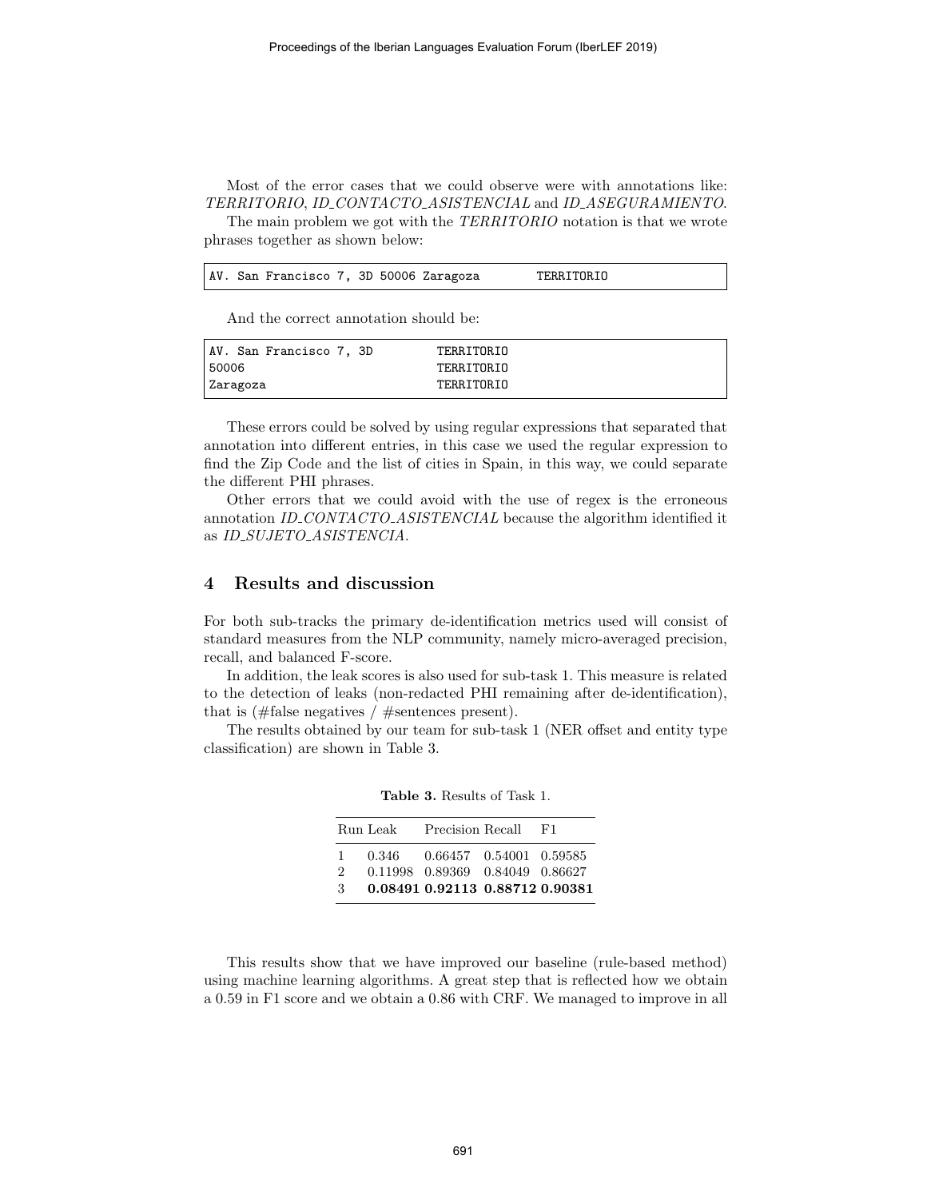Most of the error cases that we could observe were with annotations like: *TERRITORIO*, *ID_CONTACTO_ASISTENCIAL* and *ID_ASEGURAMIENTO*.

The main problem we got with the *TERRITORIO* notation is that we wrote phrases together as shown below:

```
AV. San Francisco 7, 3D 50006 Zaragoza        TERRITORIO
```

And the correct annotation should be:

```
AV. San Francisco 7, 3D         TERRITORIO
50006                           TERRITORIO
Zaragoza                        TERRITORIO
```

These errors could be solved by using regular expressions that separated that annotation into different entries, in this case we used the regular expression to find the Zip Code and the list of cities in Spain, in this way, we could separate the different PHI phrases.

Other errors that we could avoid with the use of regex is the erroneous annotation *ID_CONTACTO_ASISTENCIAL* because the algorithm identified it as *ID_SUJETO_ASISTENCIA*.

## 4 Results and discussion

For both sub-tracks the primary de-identification metrics used will consist of standard measures from the NLP community, namely micro-averaged precision, recall, and balanced F-score.

In addition, the leak scores is also used for sub-task 1. This measure is related to the detection of leaks (non-redacted PHI remaining after de-identification), that is (#false negatives / #sentences present).

The results obtained by our team for sub-task 1 (NER offset and entity type classification) are shown in Table 3.

**Table 3.** Results of Task 1.

| Run | Leak | Precision | Recall | F1 |
|---|---|---|---|---|
| 1 | 0.346 | 0.66457 | 0.54001 | 0.59585 |
| 2 | 0.11998 | 0.89369 | 0.84049 | 0.86627 |
| 3 | **0.08491** | **0.92113** | **0.88712** | **0.90381** |

This results show that we have improved our baseline (rule-based method) using machine learning algorithms. A great step that is reflected how we obtain a 0.59 in F1 score and we obtain a 0.86 with CRF. We managed to improve in all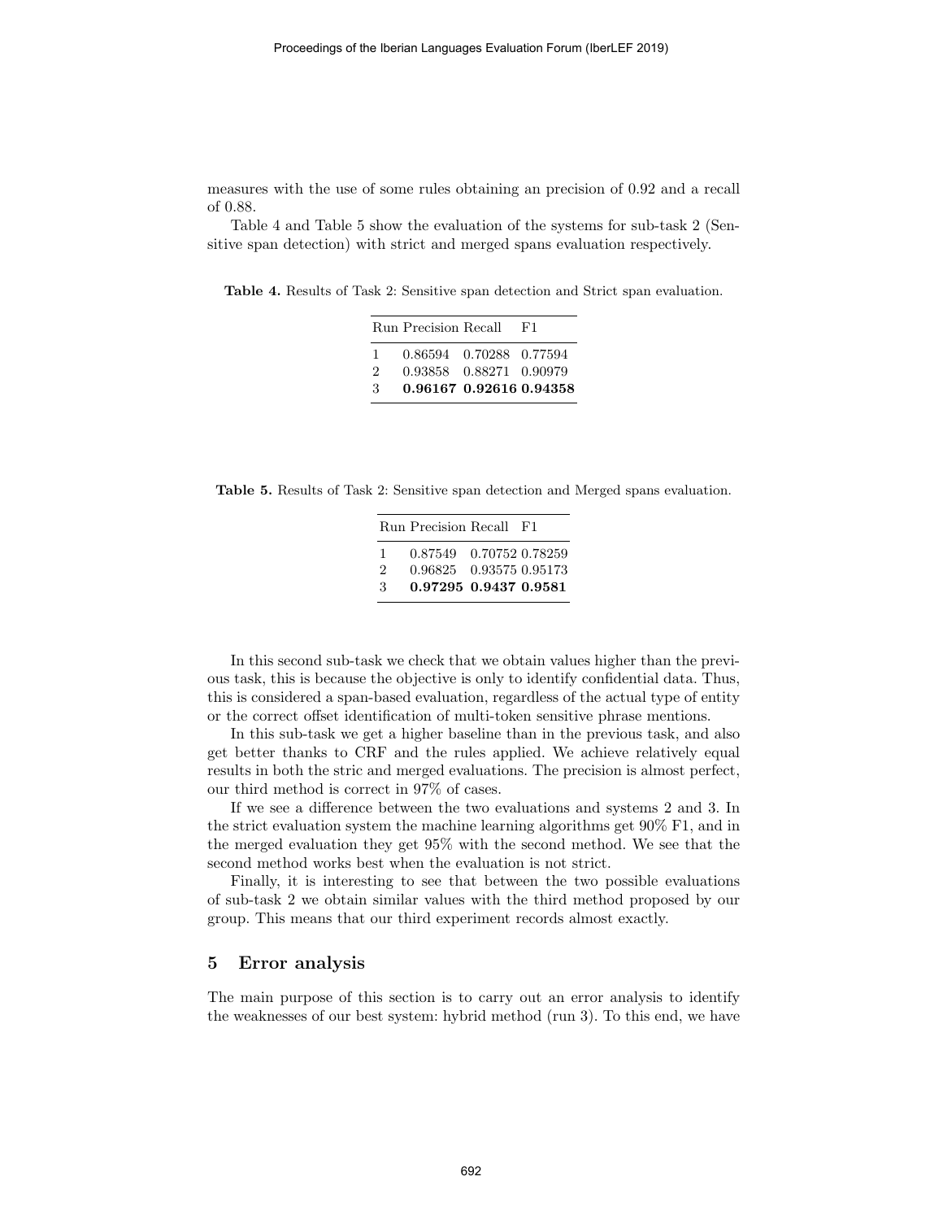measures with the use of some rules obtaining an precision of 0.92 and a recall of 0.88.

Table 4 and Table 5 show the evaluation of the systems for sub-task 2 (Sensitive span detection) with strict and merged spans evaluation respectively.

**Table 4.** Results of Task 2: Sensitive span detection and Strict span evaluation.

| Run | Precision | Recall | F1 |
|---|---|---|---|
| 1 | 0.86594 | 0.70288 | 0.77594 |
| 2 | 0.93858 | 0.88271 | 0.90979 |
| 3 | **0.96167** | **0.92616** | **0.94358** |

**Table 5.** Results of Task 2: Sensitive span detection and Merged spans evaluation.

| Run | Precision | Recall | F1 |
|---|---|---|---|
| 1 | 0.87549 | 0.70752 | 0.78259 |
| 2 | 0.96825 | 0.93575 | 0.95173 |
| 3 | **0.97295** | **0.9437** | **0.9581** |

In this second sub-task we check that we obtain values higher than the previous task, this is because the objective is only to identify confidential data. Thus, this is considered a span-based evaluation, regardless of the actual type of entity or the correct offset identification of multi-token sensitive phrase mentions.

In this sub-task we get a higher baseline than in the previous task, and also get better thanks to CRF and the rules applied. We achieve relatively equal results in both the stric and merged evaluations. The precision is almost perfect, our third method is correct in 97% of cases.

If we see a difference between the two evaluations and systems 2 and 3. In the strict evaluation system the machine learning algorithms get 90% F1, and in the merged evaluation they get 95% with the second method. We see that the second method works best when the evaluation is not strict.

Finally, it is interesting to see that between the two possible evaluations of sub-task 2 we obtain similar values with the third method proposed by our group. This means that our third experiment records almost exactly.

## 5 Error analysis

The main purpose of this section is to carry out an error analysis to identify the weaknesses of our best system: hybrid method (run 3). To this end, we have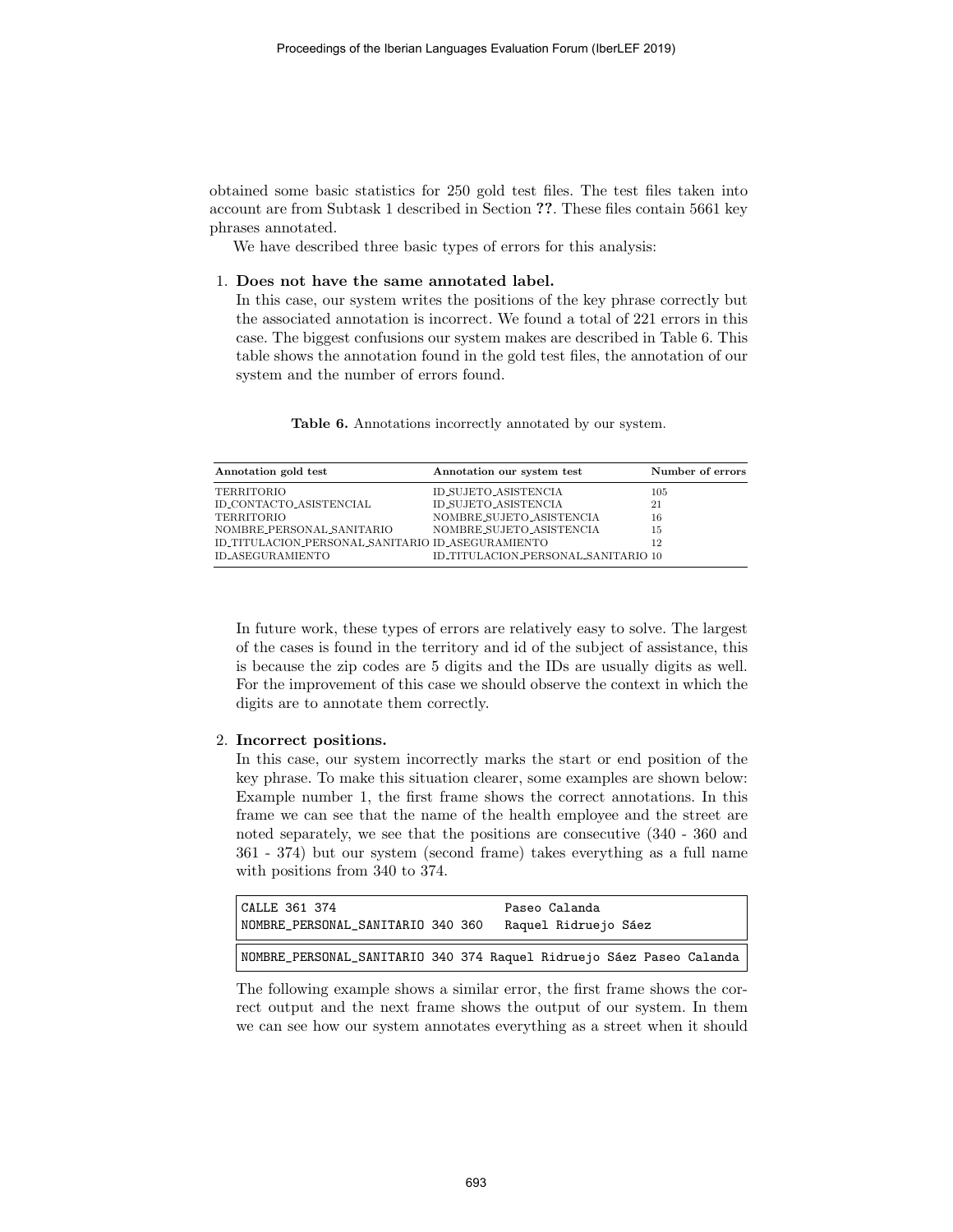obtained some basic statistics for 250 gold test files. The test files taken into account are from Subtask 1 described in Section **??**. These files contain 5661 key phrases annotated.

We have described three basic types of errors for this analysis:

1. **Does not have the same annotated label.**
   In this case, our system writes the positions of the key phrase correctly but the associated annotation is incorrect. We found a total of 221 errors in this case. The biggest confusions our system makes are described in Table 6. This table shows the annotation found in the gold test files, the annotation of our system and the number of errors found.

   **Table 6.** Annotations incorrectly annotated by our system.

   | Annotation gold test | Annotation our system test | Number of errors |
   |---|---|---|
   | TERRITORIO | ID_SUJETO_ASISTENCIA | 105 |
   | ID_CONTACTO_ASISTENCIAL | ID_SUJETO_ASISTENCIA | 21 |
   | TERRITORIO | NOMBRE_SUJETO_ASISTENCIA | 16 |
   | NOMBRE_PERSONAL_SANITARIO | NOMBRE_SUJETO_ASISTENCIA | 15 |
   | ID_TITULACION_PERSONAL_SANITARIO | ID_ASEGURAMIENTO | 12 |
   | ID_ASEGURAMIENTO | ID_TITULACION_PERSONAL_SANITARIO | 10 |

   In future work, these types of errors are relatively easy to solve. The largest of the cases is found in the territory and id of the subject of assistance, this is because the zip codes are 5 digits and the IDs are usually digits as well. For the improvement of this case we should observe the context in which the digits are to annotate them correctly.

2. **Incorrect positions.**
   In this case, our system incorrectly marks the start or end position of the key phrase. To make this situation clearer, some examples are shown below: Example number 1, the first frame shows the correct annotations. In this frame we can see that the name of the health employee and the street are noted separately, we see that the positions are consecutive (340 - 360 and 361 - 374) but our system (second frame) takes everything as a full name with positions from 340 to 374.

   ```
   CALLE 361 374                       Paseo Calanda
   NOMBRE_PERSONAL_SANITARIO 340 360   Raquel Ridruejo Sáez
   ```

   ```
   NOMBRE_PERSONAL_SANITARIO 340 374 Raquel Ridruejo Sáez Paseo Calanda
   ```

   The following example shows a similar error, the first frame shows the correct output and the next frame shows the output of our system. In them we can see how our system annotates everything as a street when it should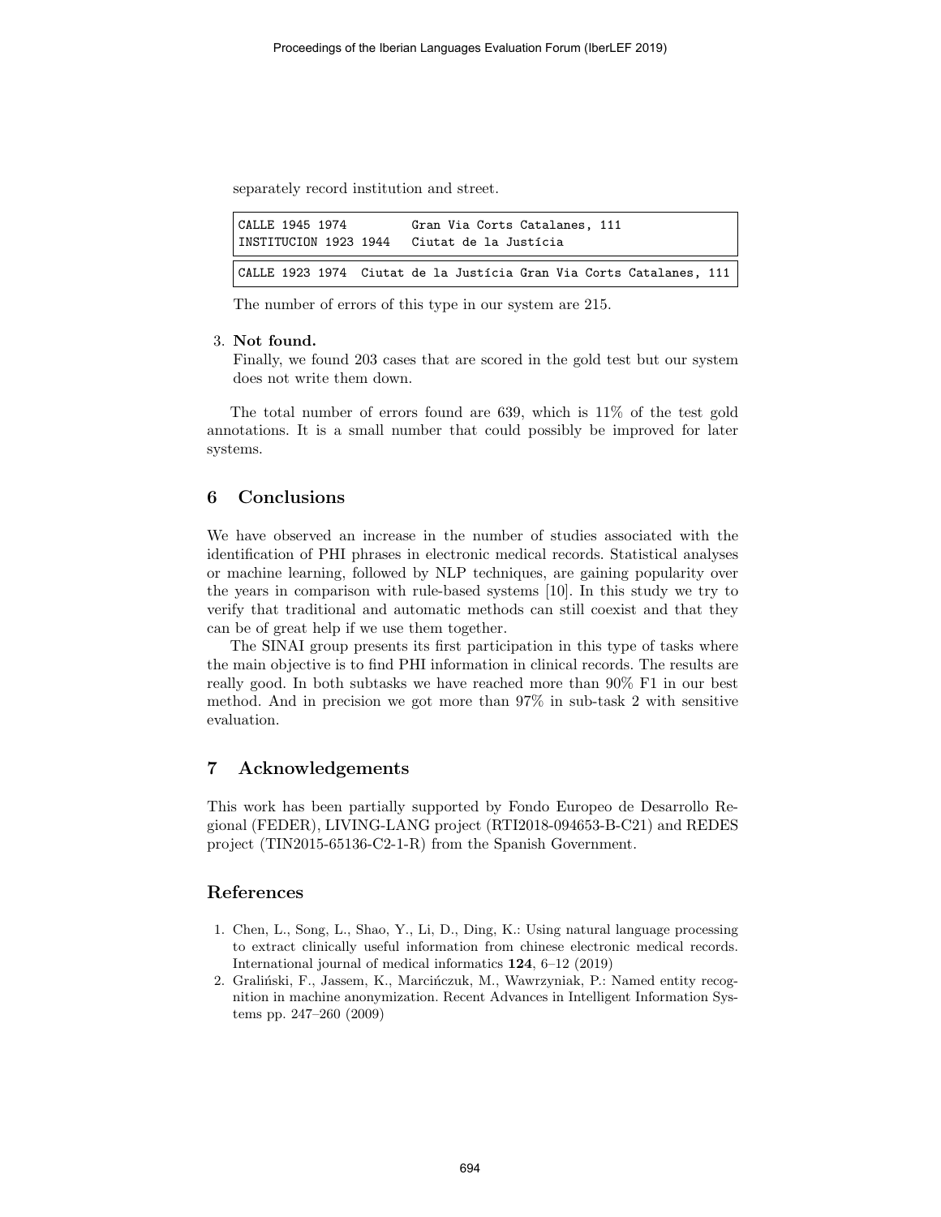separately record institution and street.

```
CALLE 1945 1974        Gran Via Corts Catalanes, 111
INSTITUCION 1923 1944   Ciutat de la Justícia
```

```
CALLE 1923 1974  Ciutat de la Justícia Gran Via Corts Catalanes, 111
```

The number of errors of this type in our system are 215.

3. **Not found.**
   Finally, we found 203 cases that are scored in the gold test but our system does not write them down.

The total number of errors found are 639, which is 11% of the test gold annotations. It is a small number that could possibly be improved for later systems.

## 6 Conclusions

We have observed an increase in the number of studies associated with the identification of PHI phrases in electronic medical records. Statistical analyses or machine learning, followed by NLP techniques, are gaining popularity over the years in comparison with rule-based systems [10]. In this study we try to verify that traditional and automatic methods can still coexist and that they can be of great help if we use them together.

The SINAI group presents its first participation in this type of tasks where the main objective is to find PHI information in clinical records. The results are really good. In both subtasks we have reached more than 90% F1 in our best method. And in precision we got more than 97% in sub-task 2 with sensitive evaluation.

## 7 Acknowledgements

This work has been partially supported by Fondo Europeo de Desarrollo Regional (FEDER), LIVING-LANG project (RTI2018-094653-B-C21) and REDES project (TIN2015-65136-C2-1-R) from the Spanish Government.

## References

1. Chen, L., Song, L., Shao, Y., Li, D., Ding, K.: Using natural language processing to extract clinically useful information from chinese electronic medical records. International journal of medical informatics **124**, 6–12 (2019)
2. Graliński, F., Jassem, K., Marcińczuk, M., Wawrzyniak, P.: Named entity recognition in machine anonymization. Recent Advances in Intelligent Information Systems pp. 247–260 (2009)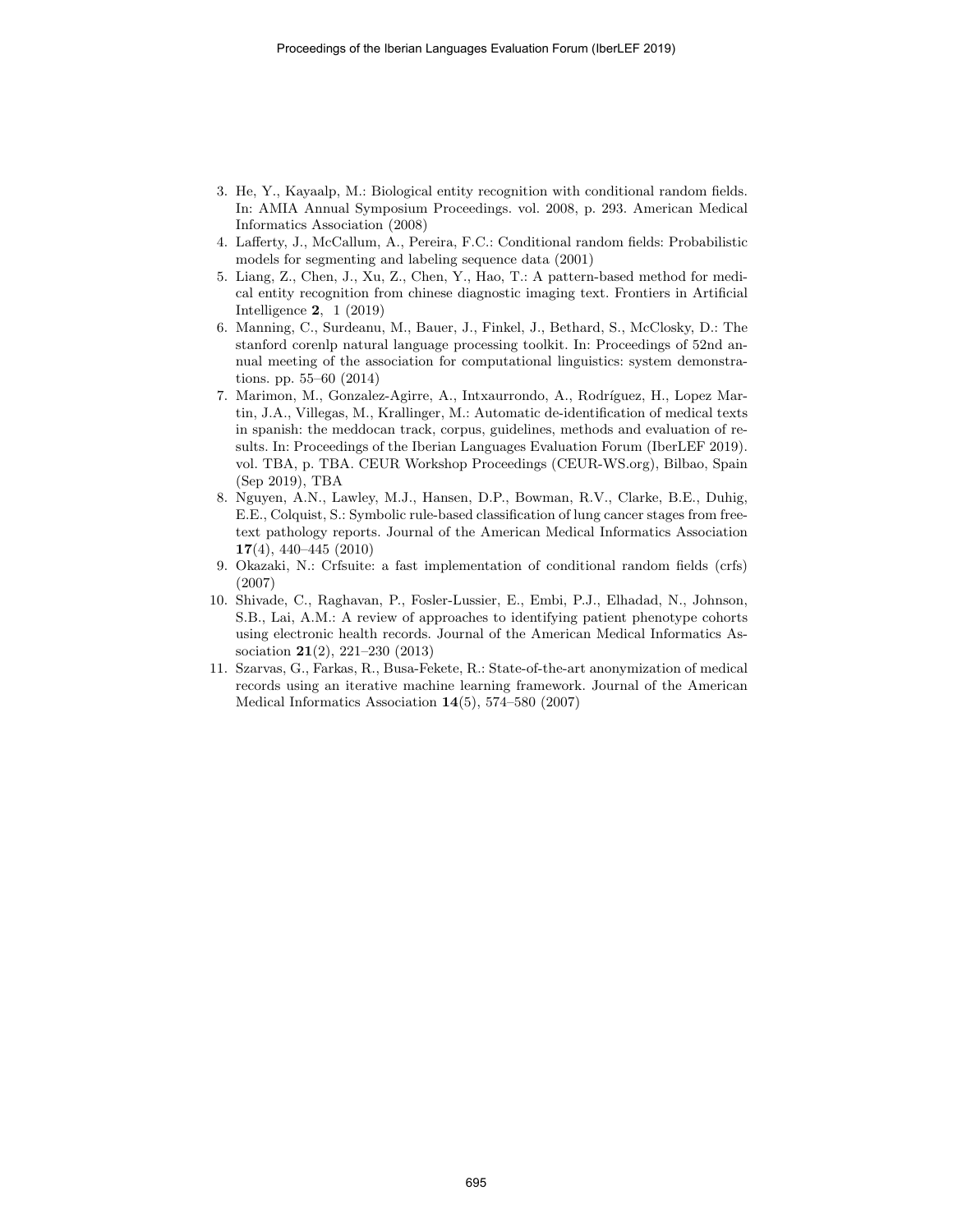3. He, Y., Kayaalp, M.: Biological entity recognition with conditional random fields. In: AMIA Annual Symposium Proceedings. vol. 2008, p. 293. American Medical Informatics Association (2008)
4. Lafferty, J., McCallum, A., Pereira, F.C.: Conditional random fields: Probabilistic models for segmenting and labeling sequence data (2001)
5. Liang, Z., Chen, J., Xu, Z., Chen, Y., Hao, T.: A pattern-based method for medical entity recognition from chinese diagnostic imaging text. Frontiers in Artificial Intelligence **2**, 1 (2019)
6. Manning, C., Surdeanu, M., Bauer, J., Finkel, J., Bethard, S., McClosky, D.: The stanford corenlp natural language processing toolkit. In: Proceedings of 52nd annual meeting of the association for computational linguistics: system demonstrations. pp. 55–60 (2014)
7. Marimon, M., Gonzalez-Agirre, A., Intxaurrondo, A., Rodríguez, H., Lopez Martin, J.A., Villegas, M., Krallinger, M.: Automatic de-identification of medical texts in spanish: the meddocan track, corpus, guidelines, methods and evaluation of results. In: Proceedings of the Iberian Languages Evaluation Forum (IberLEF 2019). vol. TBA, p. TBA. CEUR Workshop Proceedings (CEUR-WS.org), Bilbao, Spain (Sep 2019), TBA
8. Nguyen, A.N., Lawley, M.J., Hansen, D.P., Bowman, R.V., Clarke, B.E., Duhig, E.E., Colquist, S.: Symbolic rule-based classification of lung cancer stages from free-text pathology reports. Journal of the American Medical Informatics Association **17**(4), 440–445 (2010)
9. Okazaki, N.: Crfsuite: a fast implementation of conditional random fields (crfs) (2007)
10. Shivade, C., Raghavan, P., Fosler-Lussier, E., Embi, P.J., Elhadad, N., Johnson, S.B., Lai, A.M.: A review of approaches to identifying patient phenotype cohorts using electronic health records. Journal of the American Medical Informatics Association **21**(2), 221–230 (2013)
11. Szarvas, G., Farkas, R., Busa-Fekete, R.: State-of-the-art anonymization of medical records using an iterative machine learning framework. Journal of the American Medical Informatics Association **14**(5), 574–580 (2007)